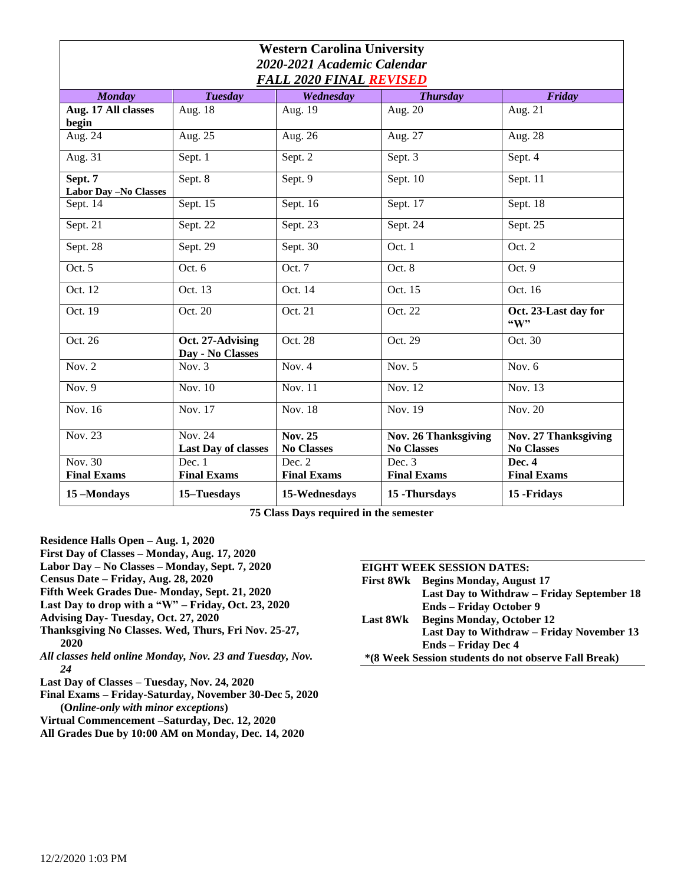# Western Carolina University

## *2020-2021 Academic Calendar*

## ***FALL 2020 FINAL REVISED***

| *Monday* | *Tuesday* | *Wednesday* | *Thursday* | *Friday* |
|---|---|---|---|---|
| **Aug. 17 All classes begin** | Aug. 18 | Aug. 19 | Aug. 20 | Aug. 21 |
| Aug. 24 | Aug. 25 | Aug. 26 | Aug. 27 | Aug. 28 |
| Aug. 31 | Sept. 1 | Sept. 2 | Sept. 3 | Sept. 4 |
| **Sept. 7 Labor Day –No Classes** | Sept. 8 | Sept. 9 | Sept. 10 | Sept. 11 |
| Sept. 14 | Sept. 15 | Sept. 16 | Sept. 17 | Sept. 18 |
| Sept. 21 | Sept. 22 | Sept. 23 | Sept. 24 | Sept. 25 |
| Sept. 28 | Sept. 29 | Sept. 30 | Oct. 1 | Oct. 2 |
| Oct. 5 | Oct. 6 | Oct. 7 | Oct. 8 | Oct. 9 |
| Oct. 12 | Oct. 13 | Oct. 14 | Oct. 15 | Oct. 16 |
| Oct. 19 | Oct. 20 | Oct. 21 | Oct. 22 | **Oct. 23-Last day for "W"** |
| Oct. 26 | **Oct. 27-Advising Day - No Classes** | Oct. 28 | Oct. 29 | Oct. 30 |
| Nov. 2 | Nov. 3 | Nov. 4 | Nov. 5 | Nov. 6 |
| Nov. 9 | Nov. 10 | Nov. 11 | Nov. 12 | Nov. 13 |
| Nov. 16 | Nov. 17 | Nov. 18 | Nov. 19 | Nov. 20 |
| Nov. 23 | Nov. 24 **Last Day of classes** | **Nov. 25 No Classes** | **Nov. 26 Thanksgiving No Classes** | **Nov. 27 Thanksgiving No Classes** |
| Nov. 30 **Final Exams** | Dec. 1 **Final Exams** | Dec. 2 **Final Exams** | Dec. 3 **Final Exams** | **Dec. 4 Final Exams** |
| **15 –Mondays** | **15–Tuesdays** | **15-Wednesdays** | **15 -Thursdays** | **15 -Fridays** |

**75 Class Days required in the semester**

**Residence Halls Open – Aug. 1, 2020**
**First Day of Classes – Monday, Aug. 17, 2020**
**Labor Day – No Classes – Monday, Sept. 7, 2020**
**Census Date – Friday, Aug. 28, 2020**
**Fifth Week Grades Due- Monday, Sept. 21, 2020**
**Last Day to drop with a "W" – Friday, Oct. 23, 2020**
**Advising Day- Tuesday, Oct. 27, 2020**
**Thanksgiving No Classes. Wed, Thurs, Fri Nov. 25-27, 2020**
***All classes held online Monday, Nov. 23 and Tuesday, Nov. 24***
**Last Day of Classes – Tuesday, Nov. 24, 2020**
**Final Exams – Friday-Saturday, November 30-Dec 5, 2020 (O*nline-only with minor exceptions*)**
**Virtual Commencement –Saturday, Dec. 12, 2020**
**All Grades Due by 10:00 AM on Monday, Dec. 14, 2020**

**EIGHT WEEK SESSION DATES:**

**First 8Wk** **Begins Monday, August 17**
**Last Day to Withdraw – Friday September 18**
**Ends – Friday October 9**

**Last 8Wk** **Begins Monday, October 12**
**Last Day to Withdraw – Friday November 13**
**Ends – Friday Dec 4**

**\*(8 Week Session students do not observe Fall Break)**

12/2/2020 1:03 PM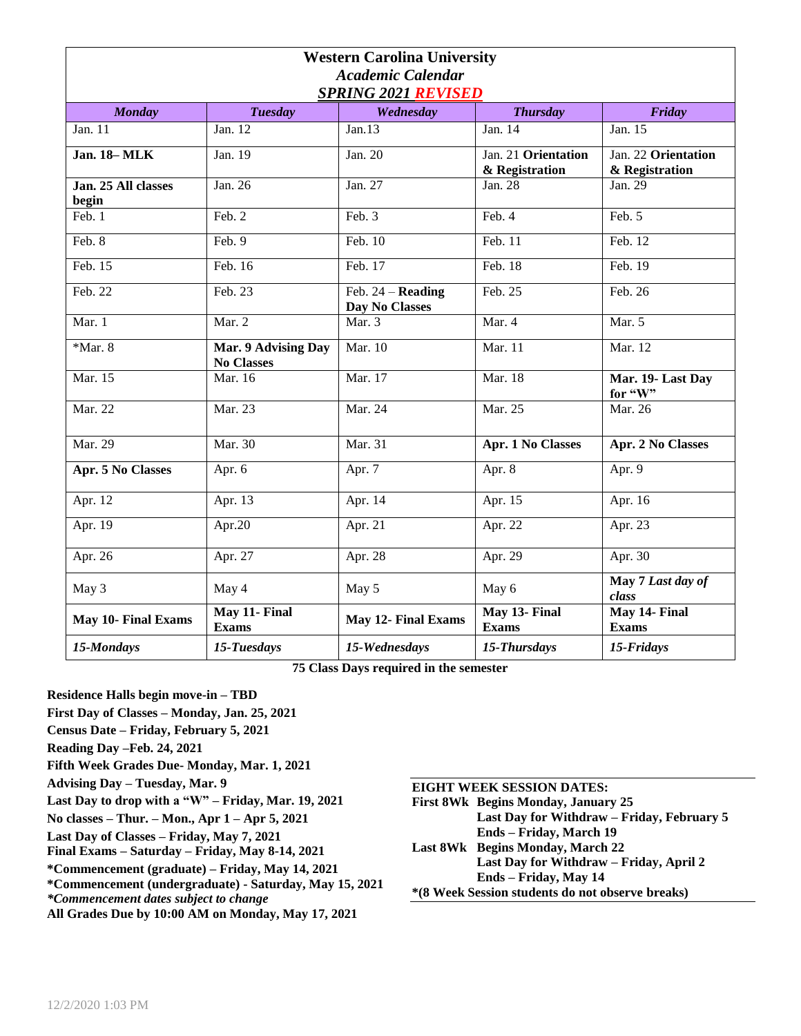# Western Carolina University

## *Academic Calendar*

## ***SPRING 2021 REVISED***

| *Monday* | *Tuesday* | *Wednesday* | *Thursday* | *Friday* |
|---|---|---|---|---|
| Jan. 11 | Jan. 12 | Jan.13 | Jan. 14 | Jan. 15 |
| **Jan. 18– MLK** | Jan. 19 | Jan. 20 | Jan. 21 **Orientation & Registration** | Jan. 22 **Orientation & Registration** |
| **Jan. 25 All classes begin** | Jan. 26 | Jan. 27 | Jan. 28 | Jan. 29 |
| Feb. 1 | Feb. 2 | Feb. 3 | Feb. 4 | Feb. 5 |
| Feb. 8 | Feb. 9 | Feb. 10 | Feb. 11 | Feb. 12 |
| Feb. 15 | Feb. 16 | Feb. 17 | Feb. 18 | Feb. 19 |
| Feb. 22 | Feb. 23 | Feb. 24 – **Reading Day No Classes** | Feb. 25 | Feb. 26 |
| Mar. 1 | Mar. 2 | Mar. 3 | Mar. 4 | Mar. 5 |
| *Mar. 8 | **Mar. 9 Advising Day No Classes** | Mar. 10 | Mar. 11 | Mar. 12 |
| Mar. 15 | Mar. 16 | Mar. 17 | Mar. 18 | **Mar. 19- Last Day for "W"** |
| Mar. 22 | Mar. 23 | Mar. 24 | Mar. 25 | Mar. 26 |
| Mar. 29 | Mar. 30 | Mar. 31 | **Apr. 1 No Classes** | **Apr. 2 No Classes** |
| **Apr. 5 No Classes** | Apr. 6 | Apr. 7 | Apr. 8 | Apr. 9 |
| Apr. 12 | Apr. 13 | Apr. 14 | Apr. 15 | Apr. 16 |
| Apr. 19 | Apr.20 | Apr. 21 | Apr. 22 | Apr. 23 |
| Apr. 26 | Apr. 27 | Apr. 28 | Apr. 29 | Apr. 30 |
| May 3 | May 4 | May 5 | May 6 | **May 7 *Last day of class*** |
| **May 10- Final Exams** | **May 11- Final Exams** | **May 12- Final Exams** | **May 13- Final Exams** | **May 14- Final Exams** |
| ***15-Mondays*** | ***15-Tuesdays*** | ***15-Wednesdays*** | ***15-Thursdays*** | ***15-Fridays*** |

**75 Class Days required in the semester**

**Residence Halls begin move-in – TBD**
**First Day of Classes – Monday, Jan. 25, 2021**
**Census Date – Friday, February 5, 2021**
**Reading Day –Feb. 24, 2021**
**Fifth Week Grades Due- Monday, Mar. 1, 2021**
**Advising Day – Tuesday, Mar. 9**
**Last Day to drop with a "W" – Friday, Mar. 19, 2021**
**No classes – Thur. – Mon., Apr 1 – Apr 5, 2021**
**Last Day of Classes – Friday, May 7, 2021**
**Final Exams – Saturday – Friday, May 8-14, 2021**
***Commencement (graduate) – Friday, May 14, 2021**
***Commencement (undergraduate) - Saturday, May 15, 2021**
***\*Commencement dates subject to change***
**All Grades Due by 10:00 AM on Monday, May 17, 2021**

**EIGHT WEEK SESSION DATES:**

**First 8Wk** **Begins Monday, January 25**
**Last Day for Withdraw – Friday, February 5**
**Ends – Friday, March 19**

**Last 8Wk** **Begins Monday, March 22**
**Last Day for Withdraw – Friday, April 2**
**Ends – Friday, May 14**

***(8 Week Session students do not observe breaks)**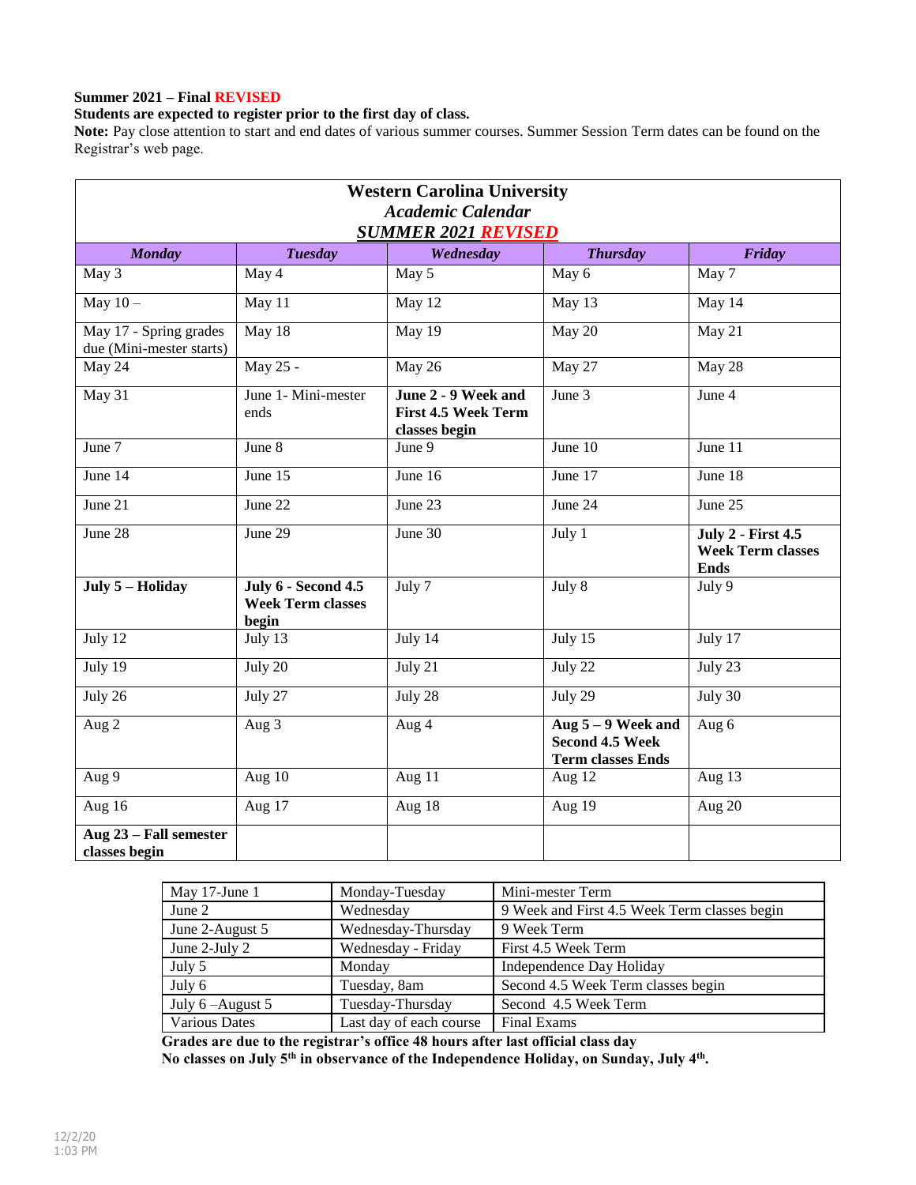**Summer 2021 – Final REVISED**

**Students are expected to register prior to the first day of class.**

**Note:** Pay close attention to start and end dates of various summer courses. Summer Session Term dates can be found on the Registrar's web page.

**Western Carolina University**
***Academic Calendar***
***SUMMER 2021 REVISED***

| ***Monday*** | ***Tuesday*** | ***Wednesday*** | ***Thursday*** | ***Friday*** |
|---|---|---|---|---|
| May 3 | May 4 | May 5 | May 6 | May 7 |
| May 10 – | May 11 | May 12 | May 13 | May 14 |
| May 17 - Spring grades due (Mini-mester starts) | May 18 | May 19 | May 20 | May 21 |
| May 24 | May 25 - | May 26 | May 27 | May 28 |
| May 31 | June 1- Mini-mester ends | **June 2 - 9 Week and First 4.5 Week Term classes begin** | June 3 | June 4 |
| June 7 | June 8 | June 9 | June 10 | June 11 |
| June 14 | June 15 | June 16 | June 17 | June 18 |
| June 21 | June 22 | June 23 | June 24 | June 25 |
| June 28 | June 29 | June 30 | July 1 | **July 2 - First 4.5 Week Term classes Ends** |
| **July 5 – Holiday** | **July 6 - Second 4.5 Week Term classes begin** | July 7 | July 8 | July 9 |
| July 12 | July 13 | July 14 | July 15 | July 17 |
| July 19 | July 20 | July 21 | July 22 | July 23 |
| July 26 | July 27 | July 28 | July 29 | July 30 |
| Aug 2 | Aug 3 | Aug 4 | **Aug 5 – 9 Week and Second 4.5 Week Term classes Ends** | Aug 6 |
| Aug 9 | Aug 10 | Aug 11 | Aug 12 | Aug 13 |
| Aug 16 | Aug 17 | Aug 18 | Aug 19 | Aug 20 |
| **Aug 23 – Fall semester classes begin** | | | | |

| | | |
|---|---|---|
| May 17-June 1 | Monday-Tuesday | Mini-mester Term |
| June 2 | Wednesday | 9 Week and First 4.5 Week Term classes begin |
| June 2-August 5 | Wednesday-Thursday | 9 Week Term |
| June 2-July 2 | Wednesday - Friday | First 4.5 Week Term |
| July 5 | Monday | Independence Day Holiday |
| July 6 | Tuesday, 8am | Second 4.5 Week Term classes begin |
| July 6 –August 5 | Tuesday-Thursday | Second 4.5 Week Term |
| Various Dates | Last day of each course | Final Exams |

**Grades are due to the registrar's office 48 hours after last official class day**

**No classes on July 5th in observance of the Independence Holiday, on Sunday, July 4th.**

12/2/20
1:03 PM